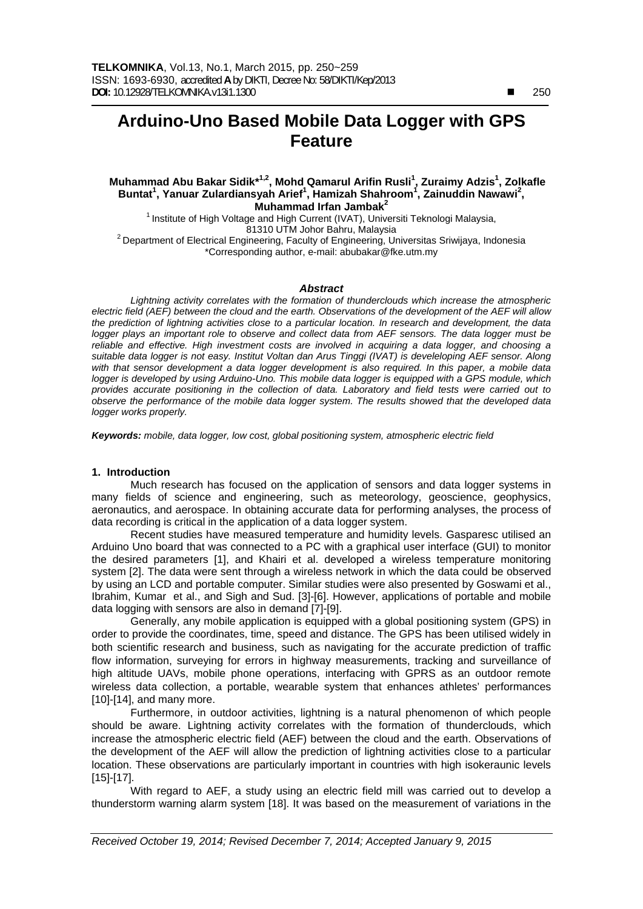# Arduino-Uno Based Mobile Data Logger with GPS Feature

**Muhammad Abu Bakar Sidik*[1,2], Mohd Qamarul Arifin Rusli[1], Zuraimy Adzis[1], Zolkafle Buntat[1], Yanuar Zulardiansyah Arief[1], Hamizah Shahroom[1], Zainuddin Nawawi[2], Muhammad Irfan Jambak[2]**

[1] Institute of High Voltage and High Current (IVAT), Universiti Teknologi Malaysia, 81310 UTM Johor Bahru, Malaysia
[2] Department of Electrical Engineering, Faculty of Engineering, Universitas Sriwijaya, Indonesia
*Corresponding author, e-mail: abubakar@fke.utm.my

### *Abstract*

*Lightning activity correlates with the formation of thunderclouds which increase the atmospheric electric field (AEF) between the cloud and the earth. Observations of the development of the AEF will allow the prediction of lightning activities close to a particular location. In research and development, the data logger plays an important role to observe and collect data from AEF sensors. The data logger must be reliable and effective. High investment costs are involved in acquiring a data logger, and choosing a suitable data logger is not easy. Institut Voltan dan Arus Tinggi (IVAT) is develeloping AEF sensor. Along with that sensor development a data logger development is also required. In this paper, a mobile data logger is developed by using Arduino-Uno. This mobile data logger is equipped with a GPS module, which provides accurate positioning in the collection of data. Laboratory and field tests were carried out to observe the performance of the mobile data logger system. The results showed that the developed data logger works properly.*

***Keywords:*** *mobile, data logger, low cost, global positioning system, atmospheric electric field*

## 1. Introduction

Much research has focused on the application of sensors and data logger systems in many fields of science and engineering, such as meteorology, geoscience, geophysics, aeronautics, and aerospace. In obtaining accurate data for performing analyses, the process of data recording is critical in the application of a data logger system.

Recent studies have measured temperature and humidity levels. Gasparesc utilised an Arduino Uno board that was connected to a PC with a graphical user interface (GUI) to monitor the desired parameters [1], and Khairi et al. developed a wireless temperature monitoring system [2]. The data were sent through a wireless network in which the data could be observed by using an LCD and portable computer. Similar studies were also presented by Goswami et al., Ibrahim, Kumar et al., and Sigh and Sud. [3]-[6]. However, applications of portable and mobile data logging with sensors are also in demand [7]-[9].

Generally, any mobile application is equipped with a global positioning system (GPS) in order to provide the coordinates, time, speed and distance. The GPS has been utilised widely in both scientific research and business, such as navigating for the accurate prediction of traffic flow information, surveying for errors in highway measurements, tracking and surveillance of high altitude UAVs, mobile phone operations, interfacing with GPRS as an outdoor remote wireless data collection, a portable, wearable system that enhances athletes' performances [10]-[14], and many more.

Furthermore, in outdoor activities, lightning is a natural phenomenon of which people should be aware. Lightning activity correlates with the formation of thunderclouds, which increase the atmospheric electric field (AEF) between the cloud and the earth. Observations of the development of the AEF will allow the prediction of lightning activities close to a particular location. These observations are particularly important in countries with high isokeraunic levels [15]-[17].

With regard to AEF, a study using an electric field mill was carried out to develop a thunderstorm warning alarm system [18]. It was based on the measurement of variations in the

*Received October 19, 2014; Revised December 7, 2014; Accepted January 9, 2015*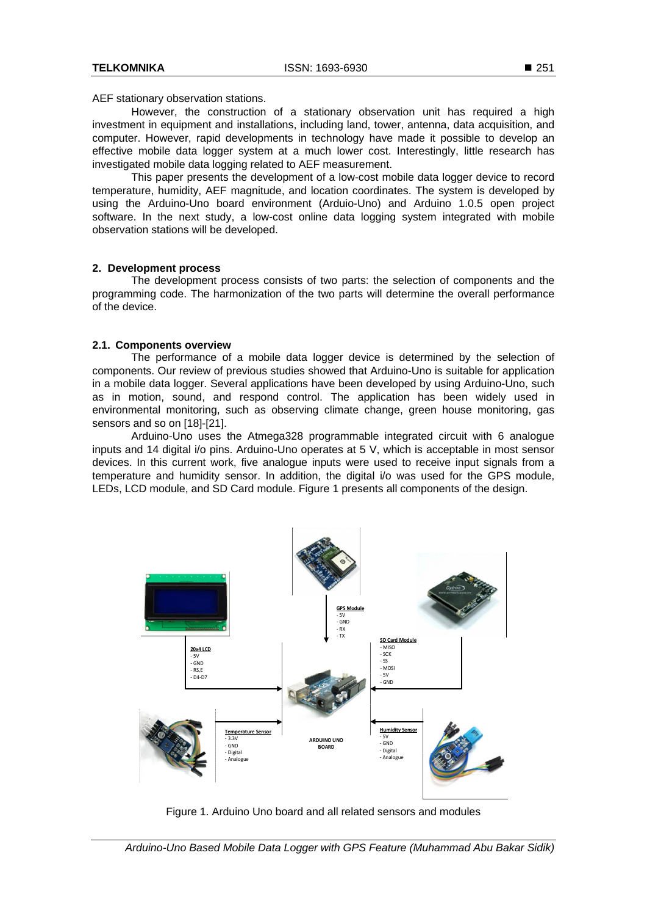AEF stationary observation stations.

However, the construction of a stationary observation unit has required a high investment in equipment and installations, including land, tower, antenna, data acquisition, and computer. However, rapid developments in technology have made it possible to develop an effective mobile data logger system at a much lower cost. Interestingly, little research has investigated mobile data logging related to AEF measurement.

This paper presents the development of a low-cost mobile data logger device to record temperature, humidity, AEF magnitude, and location coordinates. The system is developed by using the Arduino-Uno board environment (Arduio-Uno) and Arduino 1.0.5 open project software. In the next study, a low-cost online data logging system integrated with mobile observation stations will be developed.

## 2. Development process

The development process consists of two parts: the selection of components and the programming code. The harmonization of the two parts will determine the overall performance of the device.

### 2.1. Components overview

The performance of a mobile data logger device is determined by the selection of components. Our review of previous studies showed that Arduino-Uno is suitable for application in a mobile data logger. Several applications have been developed by using Arduino-Uno, such as in motion, sound, and respond control. The application has been widely used in environmental monitoring, such as observing climate change, green house monitoring, gas sensors and so on [18]-[21].

Arduino-Uno uses the Atmega328 programmable integrated circuit with 6 analogue inputs and 14 digital i/o pins. Arduino-Uno operates at 5 V, which is acceptable in most sensor devices. In this current work, five analogue inputs were used to receive input signals from a temperature and humidity sensor. In addition, the digital i/o was used for the GPS module, LEDs, LCD module, and SD Card module. Figure 1 presents all components of the design.

Figure 1. Arduino Uno board and all related sensors and modules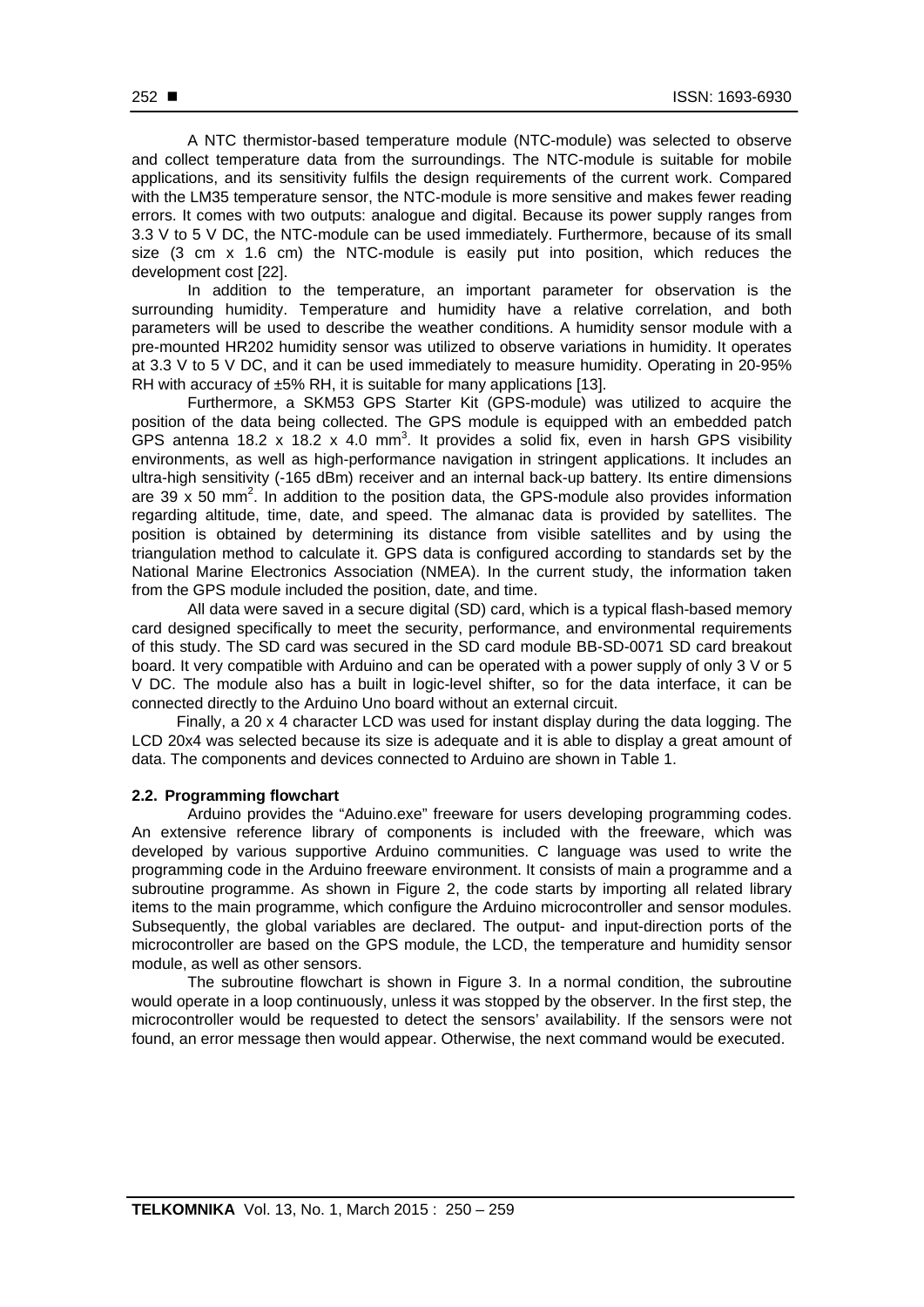A NTC thermistor-based temperature module (NTC-module) was selected to observe and collect temperature data from the surroundings. The NTC-module is suitable for mobile applications, and its sensitivity fulfils the design requirements of the current work. Compared with the LM35 temperature sensor, the NTC-module is more sensitive and makes fewer reading errors. It comes with two outputs: analogue and digital. Because its power supply ranges from 3.3 V to 5 V DC, the NTC-module can be used immediately. Furthermore, because of its small size (3 cm x 1.6 cm) the NTC-module is easily put into position, which reduces the development cost [22].

In addition to the temperature, an important parameter for observation is the surrounding humidity. Temperature and humidity have a relative correlation, and both parameters will be used to describe the weather conditions. A humidity sensor module with a pre-mounted HR202 humidity sensor was utilized to observe variations in humidity. It operates at 3.3 V to 5 V DC, and it can be used immediately to measure humidity. Operating in 20-95% RH with accuracy of ±5% RH, it is suitable for many applications [13].

Furthermore, a SKM53 GPS Starter Kit (GPS-module) was utilized to acquire the position of the data being collected. The GPS module is equipped with an embedded patch GPS antenna 18.2 x 18.2 x 4.0 $mm^3$. It provides a solid fix, even in harsh GPS visibility environments, as well as high-performance navigation in stringent applications. It includes an ultra-high sensitivity (-165 dBm) receiver and an internal back-up battery. Its entire dimensions are 39 x 50 $mm^2$. In addition to the position data, the GPS-module also provides information regarding altitude, time, date, and speed. The almanac data is provided by satellites. The position is obtained by determining its distance from visible satellites and by using the triangulation method to calculate it. GPS data is configured according to standards set by the National Marine Electronics Association (NMEA). In the current study, the information taken from the GPS module included the position, date, and time.

All data were saved in a secure digital (SD) card, which is a typical flash-based memory card designed specifically to meet the security, performance, and environmental requirements of this study. The SD card was secured in the SD card module BB-SD-0071 SD card breakout board. It very compatible with Arduino and can be operated with a power supply of only 3 V or 5 V DC. The module also has a built in logic-level shifter, so for the data interface, it can be connected directly to the Arduino Uno board without an external circuit.

Finally, a 20 x 4 character LCD was used for instant display during the data logging. The LCD 20x4 was selected because its size is adequate and it is able to display a great amount of data. The components and devices connected to Arduino are shown in Table 1.

### 2.2. Programming flowchart

Arduino provides the "Aduino.exe" freeware for users developing programming codes. An extensive reference library of components is included with the freeware, which was developed by various supportive Arduino communities. C language was used to write the programming code in the Arduino freeware environment. It consists of main a programme and a subroutine programme. As shown in Figure 2, the code starts by importing all related library items to the main programme, which configure the Arduino microcontroller and sensor modules. Subsequently, the global variables are declared. The output- and input-direction ports of the microcontroller are based on the GPS module, the LCD, the temperature and humidity sensor module, as well as other sensors.

The subroutine flowchart is shown in Figure 3. In a normal condition, the subroutine would operate in a loop continuously, unless it was stopped by the observer. In the first step, the microcontroller would be requested to detect the sensors' availability. If the sensors were not found, an error message then would appear. Otherwise, the next command would be executed.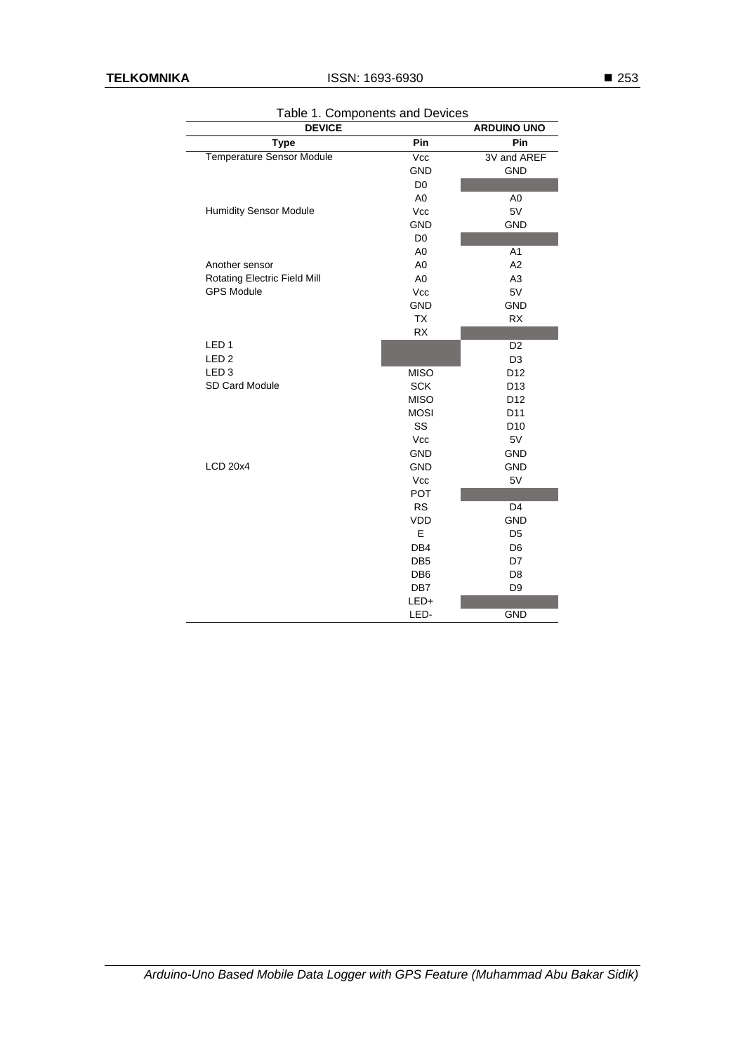Table 1. Components and Devices

| DEVICE | | ARDUINO UNO |
|---|---|---|
| Type | Pin | Pin |
| Temperature Sensor Module | Vcc | 3V and AREF |
| | GND | GND |
| | D0 | |
| | A0 | A0 |
| Humidity Sensor Module | Vcc | 5V |
| | GND | GND |
| | D0 | |
| | A0 | A1 |
| Another sensor | A0 | A2 |
| Rotating Electric Field Mill | A0 | A3 |
| GPS Module | Vcc | 5V |
| | GND | GND |
| | TX | RX |
| | RX | |
| LED 1 | | D2 |
| LED 2 | | D3 |
| LED 3 | MISO | D12 |
| SD Card Module | SCK | D13 |
| | MISO | D12 |
| | MOSI | D11 |
| | SS | D10 |
| | Vcc | 5V |
| | GND | GND |
| LCD 20x4 | GND | GND |
| | Vcc | 5V |
| | POT | |
| | RS | D4 |
| | VDD | GND |
| | E | D5 |
| | DB4 | D6 |
| | DB5 | D7 |
| | DB6 | D8 |
| | DB7 | D9 |
| | LED+ | |
| | LED- | GND |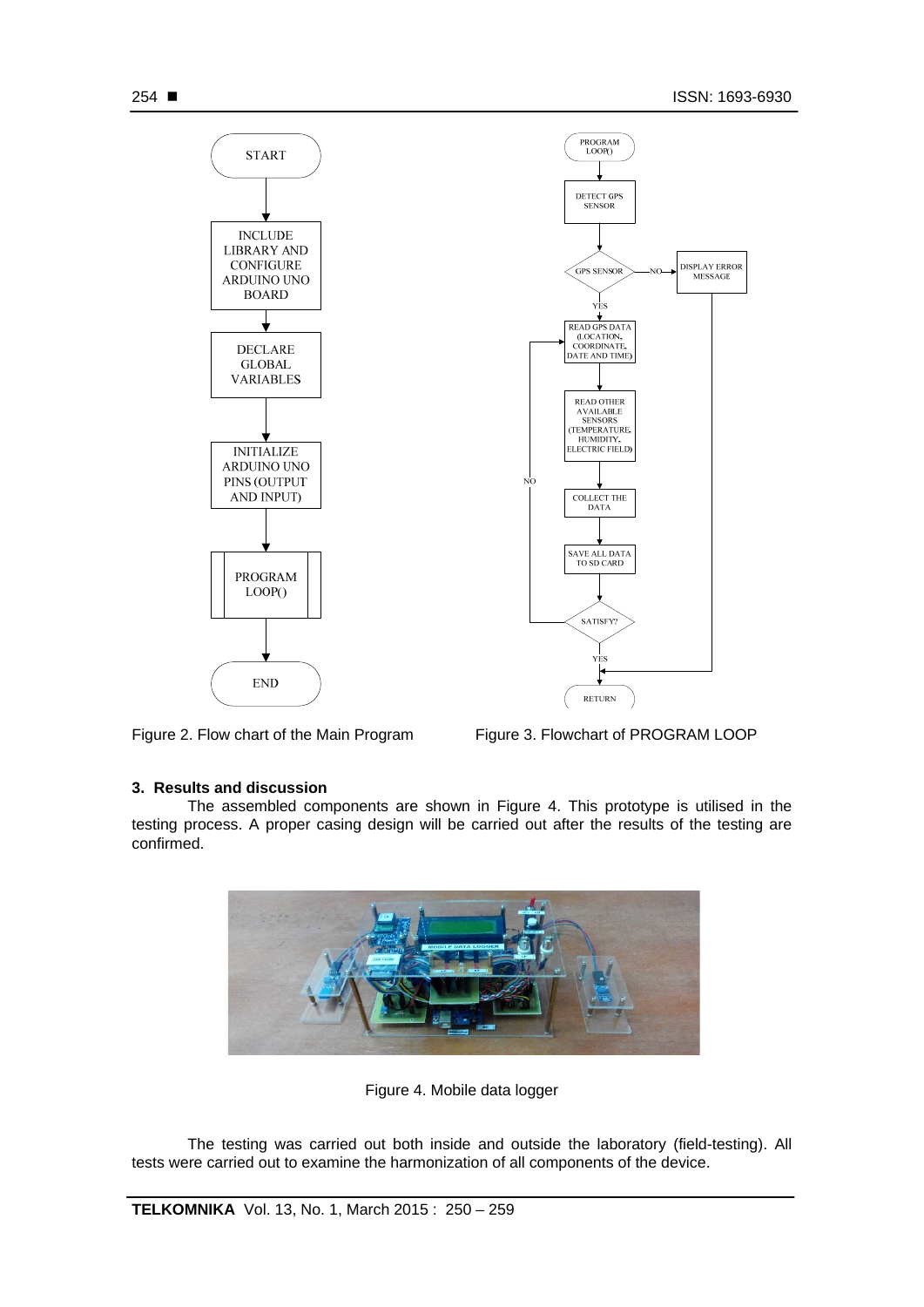Figure 2. Flow chart of the Main Program

Figure 3. Flowchart of PROGRAM LOOP

## 3. Results and discussion

The assembled components are shown in Figure 4. This prototype is utilised in the testing process. A proper casing design will be carried out after the results of the testing are confirmed.

Figure 4. Mobile data logger

The testing was carried out both inside and outside the laboratory (field-testing). All tests were carried out to examine the harmonization of all components of the device.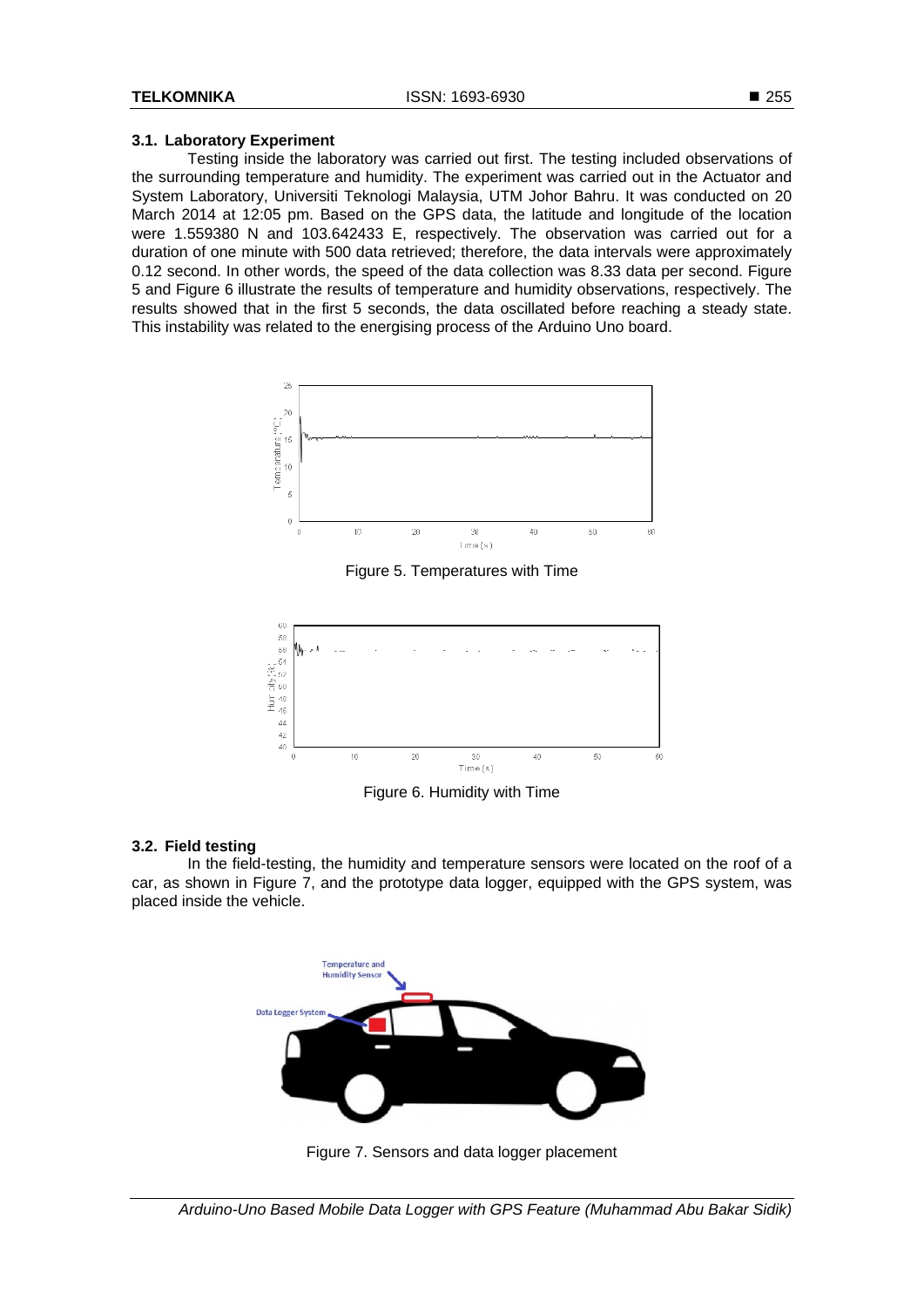### 3.1. Laboratory Experiment

Testing inside the laboratory was carried out first. The testing included observations of the surrounding temperature and humidity. The experiment was carried out in the Actuator and System Laboratory, Universiti Teknologi Malaysia, UTM Johor Bahru. It was conducted on 20 March 2014 at 12:05 pm. Based on the GPS data, the latitude and longitude of the location were 1.559380 N and 103.642433 E, respectively. The observation was carried out for a duration of one minute with 500 data retrieved; therefore, the data intervals were approximately 0.12 second. In other words, the speed of the data collection was 8.33 data per second. Figure 5 and Figure 6 illustrate the results of temperature and humidity observations, respectively. The results showed that in the first 5 seconds, the data oscillated before reaching a steady state. This instability was related to the energising process of the Arduino Uno board.

Figure 5. Temperatures with Time

Figure 6. Humidity with Time

### 3.2. Field testing

In the field-testing, the humidity and temperature sensors were located on the roof of a car, as shown in Figure 7, and the prototype data logger, equipped with the GPS system, was placed inside the vehicle.

Figure 7. Sensors and data logger placement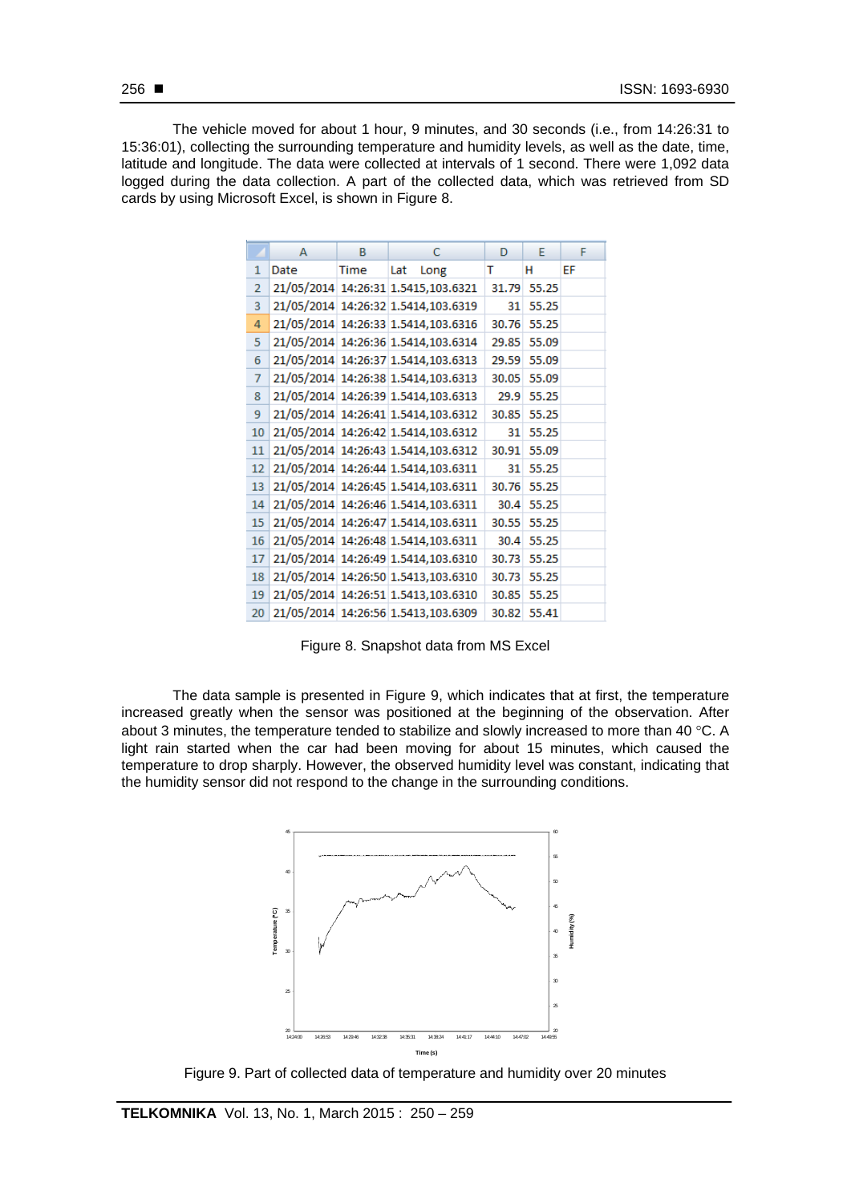The vehicle moved for about 1 hour, 9 minutes, and 30 seconds (i.e., from 14:26:31 to 15:36:01), collecting the surrounding temperature and humidity levels, as well as the date, time, latitude and longitude. The data were collected at intervals of 1 second. There were 1,092 data logged during the data collection. A part of the collected data, which was retrieved from SD cards by using Microsoft Excel, is shown in Figure 8.

| | A | B | C | D | E | F |
|---|---|---|---|---|---|---|
| 1 | Date | Time | Lat Long | T | H | EF |
| 2 | 21/05/2014 | 14:26:31 | 1.5415,103.6321 | 31.79 | 55.25 | |
| 3 | 21/05/2014 | 14:26:32 | 1.5414,103.6319 | 31 | 55.25 | |
| 4 | 21/05/2014 | 14:26:33 | 1.5414,103.6316 | 30.76 | 55.25 | |
| 5 | 21/05/2014 | 14:26:36 | 1.5414,103.6314 | 29.85 | 55.09 | |
| 6 | 21/05/2014 | 14:26:37 | 1.5414,103.6313 | 29.59 | 55.09 | |
| 7 | 21/05/2014 | 14:26:38 | 1.5414,103.6313 | 30.05 | 55.09 | |
| 8 | 21/05/2014 | 14:26:39 | 1.5414,103.6313 | 29.9 | 55.25 | |
| 9 | 21/05/2014 | 14:26:41 | 1.5414,103.6312 | 30.85 | 55.25 | |
| 10 | 21/05/2014 | 14:26:42 | 1.5414,103.6312 | 31 | 55.25 | |
| 11 | 21/05/2014 | 14:26:43 | 1.5414,103.6312 | 30.91 | 55.09 | |
| 12 | 21/05/2014 | 14:26:44 | 1.5414,103.6311 | 31 | 55.25 | |
| 13 | 21/05/2014 | 14:26:45 | 1.5414,103.6311 | 30.76 | 55.25 | |
| 14 | 21/05/2014 | 14:26:46 | 1.5414,103.6311 | 30.4 | 55.25 | |
| 15 | 21/05/2014 | 14:26:47 | 1.5414,103.6311 | 30.55 | 55.25 | |
| 16 | 21/05/2014 | 14:26:48 | 1.5414,103.6311 | 30.4 | 55.25 | |
| 17 | 21/05/2014 | 14:26:49 | 1.5414,103.6310 | 30.73 | 55.25 | |
| 18 | 21/05/2014 | 14:26:50 | 1.5413,103.6310 | 30.73 | 55.25 | |
| 19 | 21/05/2014 | 14:26:51 | 1.5413,103.6310 | 30.85 | 55.25 | |
| 20 | 21/05/2014 | 14:26:56 | 1.5413,103.6309 | 30.82 | 55.41 | |

Figure 8. Snapshot data from MS Excel

The data sample is presented in Figure 9, which indicates that at first, the temperature increased greatly when the sensor was positioned at the beginning of the observation. After about 3 minutes, the temperature tended to stabilize and slowly increased to more than 40 °C. A light rain started when the car had been moving for about 15 minutes, which caused the temperature to drop sharply. However, the observed humidity level was constant, indicating that the humidity sensor did not respond to the change in the surrounding conditions.

Figure 9. Part of collected data of temperature and humidity over 20 minutes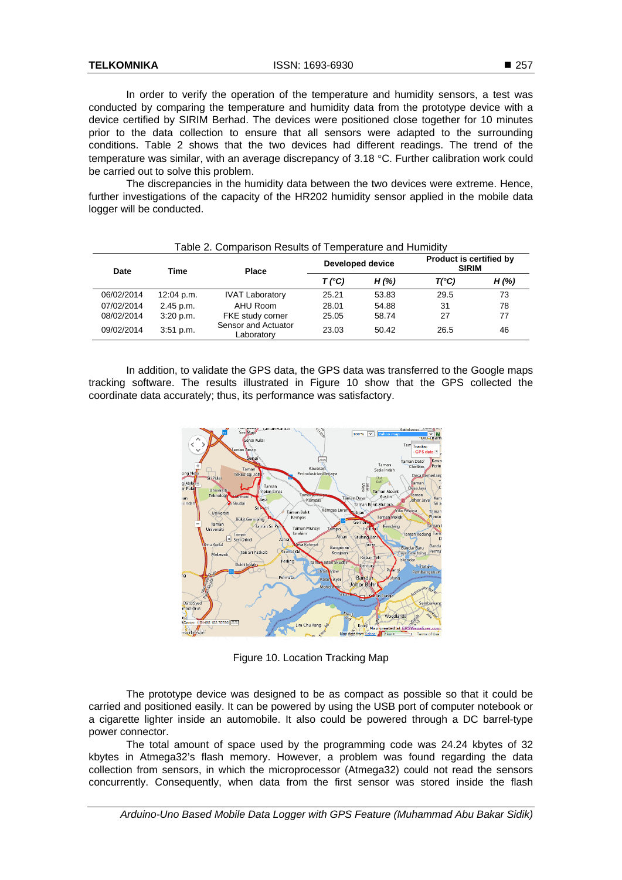In order to verify the operation of the temperature and humidity sensors, a test was conducted by comparing the temperature and humidity data from the prototype device with a device certified by SIRIM Berhad. The devices were positioned close together for 10 minutes prior to the data collection to ensure that all sensors were adapted to the surrounding conditions. Table 2 shows that the two devices had different readings. The trend of the temperature was similar, with an average discrepancy of 3.18 °C. Further calibration work could be carried out to solve this problem.

The discrepancies in the humidity data between the two devices were extreme. Hence, further investigations of the capacity of the HR202 humidity sensor applied in the mobile data logger will be conducted.

Table 2. Comparison Results of Temperature and Humidity

| Date | Time | Place | Developed device | | Product is certified by SIRIM | |
|---|---|---|---|---|---|---|
| | | | *T (°C)* | *H (%)* | *T(°C)* | *H (%)* |
| 06/02/2014 | 12:04 p.m. | IVAT Laboratory | 25.21 | 53.83 | 29.5 | 73 |
| 07/02/2014 | 2.45 p.m. | AHU Room | 28.01 | 54.88 | 31 | 78 |
| 08/02/2014 | 3:20 p.m. | FKE study corner | 25.05 | 58.74 | 27 | 77 |
| 09/02/2014 | 3:51 p.m. | Sensor and Actuator Laboratory | 23.03 | 50.42 | 26.5 | 46 |

In addition, to validate the GPS data, the GPS data was transferred to the Google maps tracking software. The results illustrated in Figure 10 show that the GPS collected the coordinate data accurately; thus, its performance was satisfactory.

Figure 10. Location Tracking Map

The prototype device was designed to be as compact as possible so that it could be carried and positioned easily. It can be powered by using the USB port of computer notebook or a cigarette lighter inside an automobile. It also could be powered through a DC barrel-type power connector.

The total amount of space used by the programming code was 24.24 kbytes of 32 kbytes in Atmega32's flash memory. However, a problem was found regarding the data collection from sensors, in which the microprocessor (Atmega32) could not read the sensors concurrently. Consequently, when data from the first sensor was stored inside the flash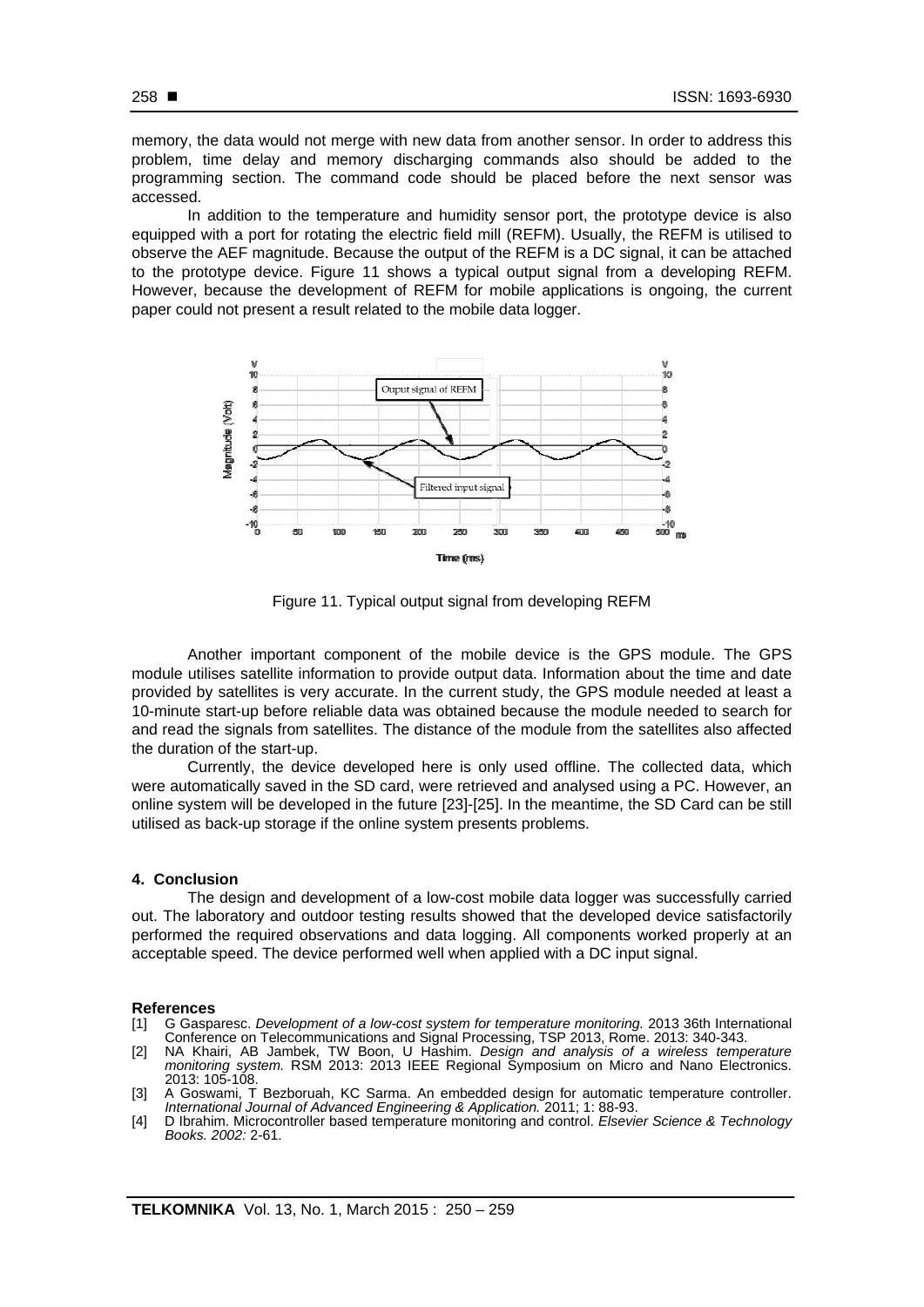memory, the data would not merge with new data from another sensor. In order to address this problem, time delay and memory discharging commands also should be added to the programming section. The command code should be placed before the next sensor was accessed.

In addition to the temperature and humidity sensor port, the prototype device is also equipped with a port for rotating the electric field mill (REFM). Usually, the REFM is utilised to observe the AEF magnitude. Because the output of the REFM is a DC signal, it can be attached to the prototype device. Figure 11 shows a typical output signal from a developing REFM. However, because the development of REFM for mobile applications is ongoing, the current paper could not present a result related to the mobile data logger.

Figure 11. Typical output signal from developing REFM

Another important component of the mobile device is the GPS module. The GPS module utilises satellite information to provide output data. Information about the time and date provided by satellites is very accurate. In the current study, the GPS module needed at least a 10-minute start-up before reliable data was obtained because the module needed to search for and read the signals from satellites. The distance of the module from the satellites also affected the duration of the start-up.

Currently, the device developed here is only used offline. The collected data, which were automatically saved in the SD card, were retrieved and analysed using a PC. However, an online system will be developed in the future [23]-[25]. In the meantime, the SD Card can be still utilised as back-up storage if the online system presents problems.

## 4. Conclusion

The design and development of a low-cost mobile data logger was successfully carried out. The laboratory and outdoor testing results showed that the developed device satisfactorily performed the required observations and data logging. All components worked properly at an acceptable speed. The device performed well when applied with a DC input signal.

## References

[1] G Gasparesc. *Development of a low-cost system for temperature monitoring.* 2013 36th International Conference on Telecommunications and Signal Processing, TSP 2013, Rome. 2013: 340-343.

[2] NA Khairi, AB Jambek, TW Boon, U Hashim. *Design and analysis of a wireless temperature monitoring system.* RSM 2013: 2013 IEEE Regional Symposium on Micro and Nano Electronics. 2013: 105-108.

[3] A Goswami, T Bezboruah, KC Sarma. An embedded design for automatic temperature controller. *International Journal of Advanced Engineering & Application.* 2011; 1: 88-93.

[4] D Ibrahim. Microcontroller based temperature monitoring and control. *Elsevier Science & Technology Books. 2002:* 2-61.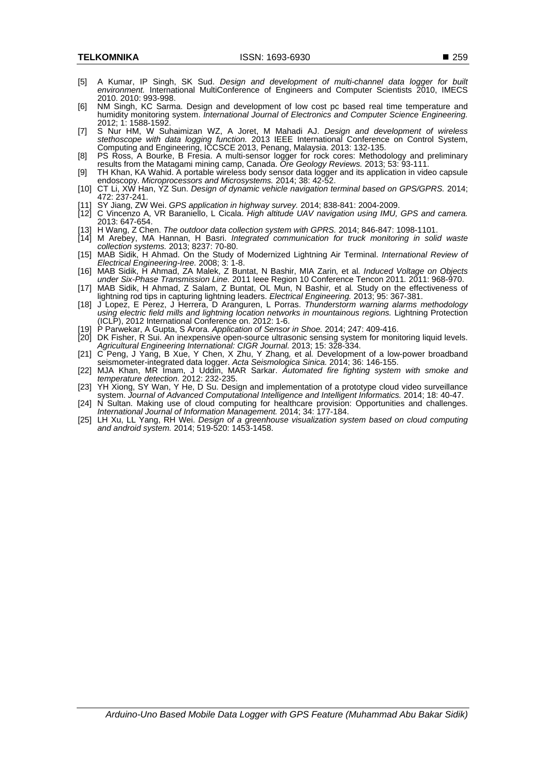[5] A Kumar, IP Singh, SK Sud. *Design and development of multi-channel data logger for built environment.* International MultiConference of Engineers and Computer Scientists 2010, IMECS 2010. 2010: 993-998.

[6] NM Singh, KC Sarma. Design and development of low cost pc based real time temperature and humidity monitoring system. *International Journal of Electronics and Computer Science Engineering.* 2012; 1: 1588-1592.

[7] S Nur HM, W Suhaimizan WZ, A Joret, M Mahadi AJ. *Design and development of wireless stethoscope with data logging function.* 2013 IEEE International Conference on Control System, Computing and Engineering, ICCSCE 2013, Penang, Malaysia. 2013: 132-135.

[8] PS Ross, A Bourke, B Fresia. A multi-sensor logger for rock cores: Methodology and preliminary results from the Matagami mining camp, Canada. *Ore Geology Reviews.* 2013; 53: 93-111.

[9] TH Khan, KA Wahid. A portable wireless body sensor data logger and its application in video capsule endoscopy. *Microprocessors and Microsystems.* 2014; 38: 42-52.

[10] CT Li, XW Han, YZ Sun. *Design of dynamic vehicle navigation terminal based on GPS/GPRS.* 2014; 472: 237-241.

[11] SY Jiang, ZW Wei. *GPS application in highway survey.* 2014; 838-841: 2004-2009.

[12] C Vincenzo A, VR Baraniello, L Cicala. *High altitude UAV navigation using IMU, GPS and camera.* 2013: 647-654.

[13] H Wang, Z Chen. *The outdoor data collection system with GPRS.* 2014; 846-847: 1098-1101.

[14] M Arebey, MA Hannan, H Basri. *Integrated communication for truck monitoring in solid waste collection systems.* 2013; 8237: 70-80.

[15] MAB Sidik, H Ahmad. On the Study of Modernized Lightning Air Terminal. *International Review of Electrical Engineering-Iree.* 2008; 3: 1-8.

[16] MAB Sidik, H Ahmad, ZA Malek, Z Buntat, N Bashir, MIA Zarin*, et al. Induced Voltage on Objects under Six-Phase Transmission Line.* 2011 Ieee Region 10 Conference Tencon 2011. 2011: 968-970.

[17] MAB Sidik, H Ahmad, Z Salam, Z Buntat, OL Mun, N Bashir*, et al.* Study on the effectiveness of lightning rod tips in capturing lightning leaders. *Electrical Engineering.* 2013; 95: 367-381.

[18] J Lopez, E Perez, J Herrera, D Aranguren, L Porras. *Thunderstorm warning alarms methodology using electric field mills and lightning location networks in mountainous regions.* Lightning Protection (ICLP), 2012 International Conference on. 2012: 1-6.

[19] P Parwekar, A Gupta, S Arora. *Application of Sensor in Shoe.* 2014; 247: 409-416.

[20] DK Fisher, R Sui. An inexpensive open-source ultrasonic sensing system for monitoring liquid levels. *Agricultural Engineering International: CIGR Journal.* 2013; 15: 328-334.

[21] C Peng, J Yang, B Xue, Y Chen, X Zhu, Y Zhang*, et al.* Development of a low-power broadband seismometer-integrated data logger. *Acta Seismologica Sinica.* 2014; 36: 146-155.

[22] MJA Khan, MR Imam, J Uddin, MAR Sarkar. *Automated fire fighting system with smoke and temperature detection.* 2012: 232-235.

[23] YH Xiong, SY Wan, Y He, D Su. Design and implementation of a prototype cloud video surveillance system. *Journal of Advanced Computational Intelligence and Intelligent Informatics.* 2014; 18: 40-47.

[24] N Sultan. Making use of cloud computing for healthcare provision: Opportunities and challenges. *International Journal of Information Management.* 2014; 34: 177-184.

[25] LH Xu, LL Yang, RH Wei. *Design of a greenhouse visualization system based on cloud computing and android system.* 2014; 519-520: 1453-1458.